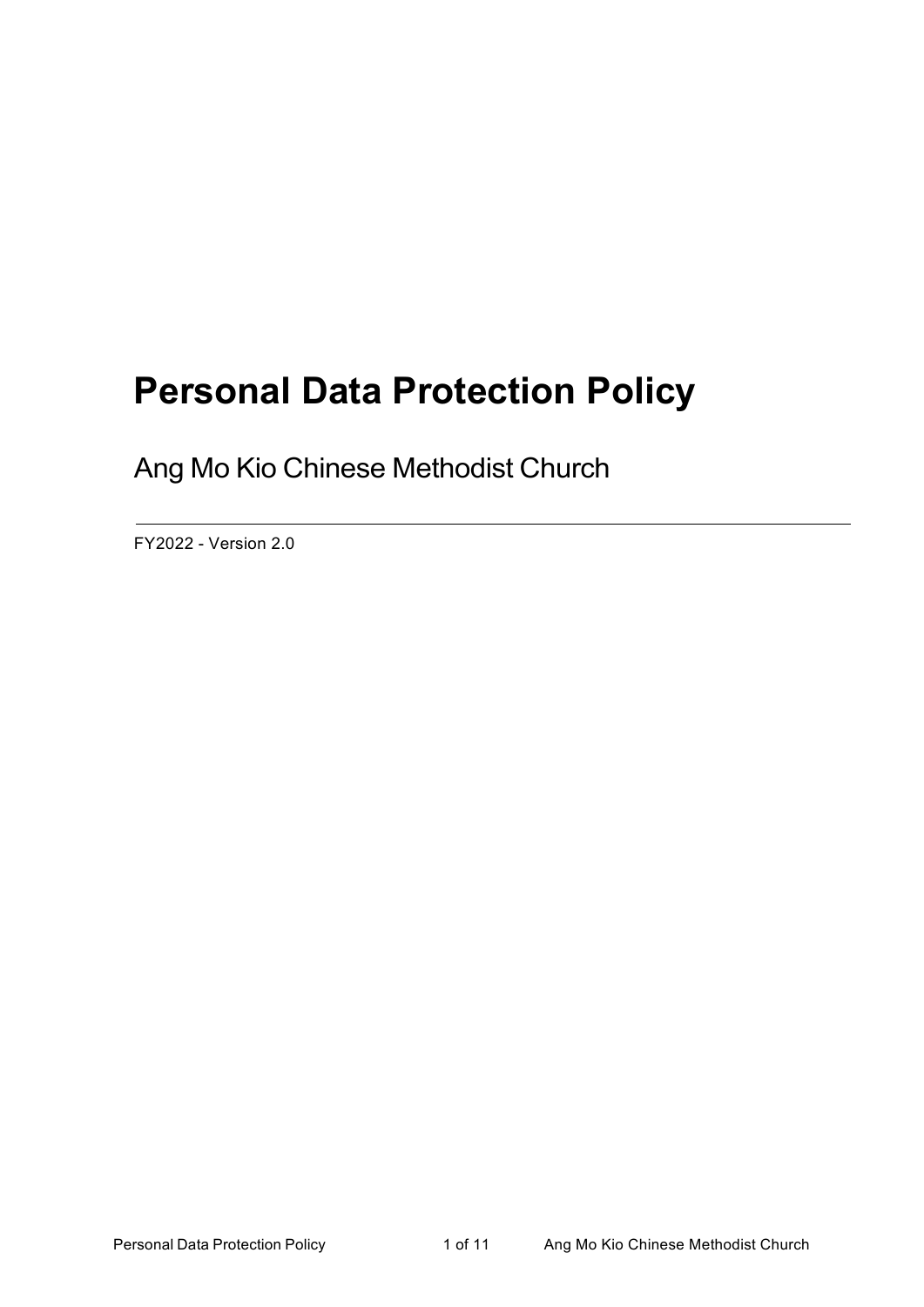# Personal Data Protection Policy

Ang Mo Kio Chinese Methodist Church

---

FY2022 - Version 2.0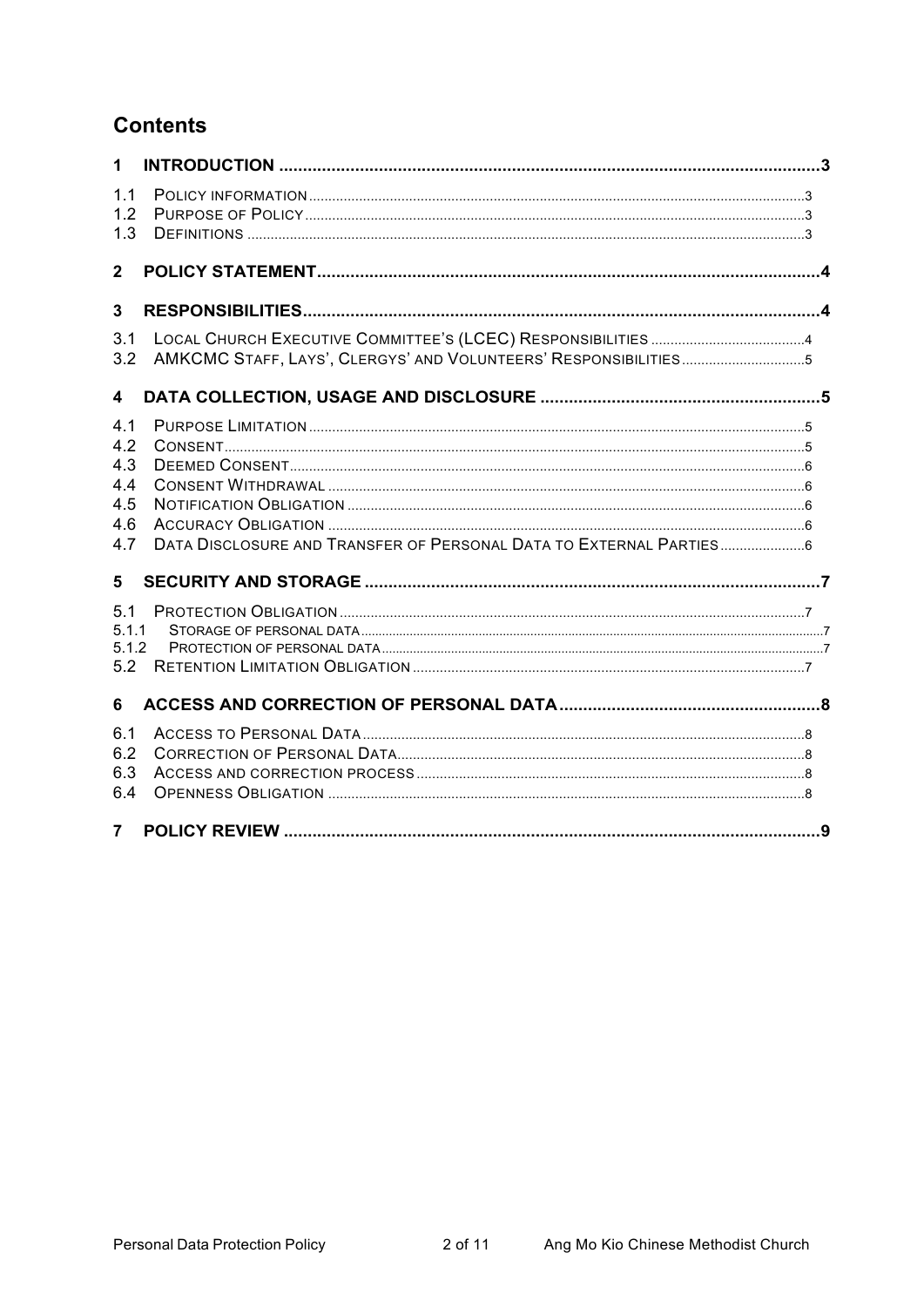## Contents

- **1 INTRODUCTION** ..... 3
  - 1.1 POLICY INFORMATION ..... 3
  - 1.2 PURPOSE OF POLICY ..... 3
  - 1.3 DEFINITIONS ..... 3
- **2 POLICY STATEMENT** ..... 4
- **3 RESPONSIBILITIES** ..... 4
  - 3.1 LOCAL CHURCH EXECUTIVE COMMITTEE'S (LCEC) RESPONSIBILITIES ..... 4
  - 3.2 AMKCMC STAFF, LAYS', CLERGYS' AND VOLUNTEERS' RESPONSIBILITIES ..... 5
- **4 DATA COLLECTION, USAGE AND DISCLOSURE** ..... 5
  - 4.1 PURPOSE LIMITATION ..... 5
  - 4.2 CONSENT ..... 5
  - 4.3 DEEMED CONSENT ..... 6
  - 4.4 CONSENT WITHDRAWAL ..... 6
  - 4.5 NOTIFICATION OBLIGATION ..... 6
  - 4.6 ACCURACY OBLIGATION ..... 6
  - 4.7 DATA DISCLOSURE AND TRANSFER OF PERSONAL DATA TO EXTERNAL PARTIES ..... 6
- **5 SECURITY AND STORAGE** ..... 7
  - 5.1 PROTECTION OBLIGATION ..... 7
    - 5.1.1 STORAGE OF PERSONAL DATA ..... 7
    - 5.1.2 PROTECTION OF PERSONAL DATA ..... 7
  - 5.2 RETENTION LIMITATION OBLIGATION ..... 7
- **6 ACCESS AND CORRECTION OF PERSONAL DATA** ..... 8
  - 6.1 ACCESS TO PERSONAL DATA ..... 8
  - 6.2 CORRECTION OF PERSONAL DATA ..... 8
  - 6.3 ACCESS AND CORRECTION PROCESS ..... 8
  - 6.4 OPENNESS OBLIGATION ..... 8
- **7 POLICY REVIEW** ..... 9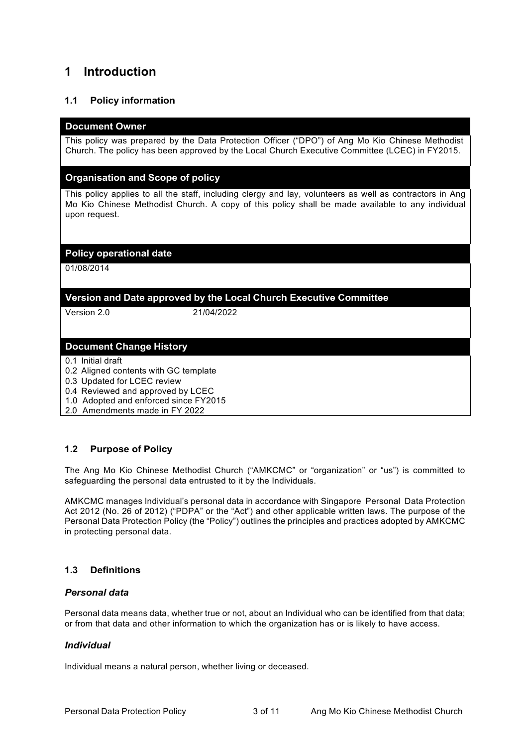# 1 Introduction

## 1.1 Policy information

| **Document Owner** |
| --- |
| This policy was prepared by the Data Protection Officer ("DPO") of Ang Mo Kio Chinese Methodist Church. The policy has been approved by the Local Church Executive Committee (LCEC) in FY2015. |
| **Organisation and Scope of policy** |
| This policy applies to all the staff, including clergy and lay, volunteers as well as contractors in Ang Mo Kio Chinese Methodist Church. A copy of this policy shall be made available to any individual upon request. |
| **Policy operational date** |
| 01/08/2014 |
| **Version and Date approved by the Local Church Executive Committee** |
| Version 2.0 21/04/2022 |
| **Document Change History** |
| 0.1 Initial draft<br>0.2 Aligned contents with GC template<br>0.3 Updated for LCEC review<br>0.4 Reviewed and approved by LCEC<br>1.0 Adopted and enforced since FY2015<br>2.0 Amendments made in FY 2022 |

## 1.2 Purpose of Policy

The Ang Mo Kio Chinese Methodist Church ("AMKCMC" or "organization" or "us") is committed to safeguarding the personal data entrusted to it by the Individuals.

AMKCMC manages Individual's personal data in accordance with Singapore Personal Data Protection Act 2012 (No. 26 of 2012) ("PDPA" or the "Act") and other applicable written laws. The purpose of the Personal Data Protection Policy (the "Policy") outlines the principles and practices adopted by AMKCMC in protecting personal data.

## 1.3 Definitions

### *Personal data*

Personal data means data, whether true or not, about an Individual who can be identified from that data; or from that data and other information to which the organization has or is likely to have access.

### *Individual*

Individual means a natural person, whether living or deceased.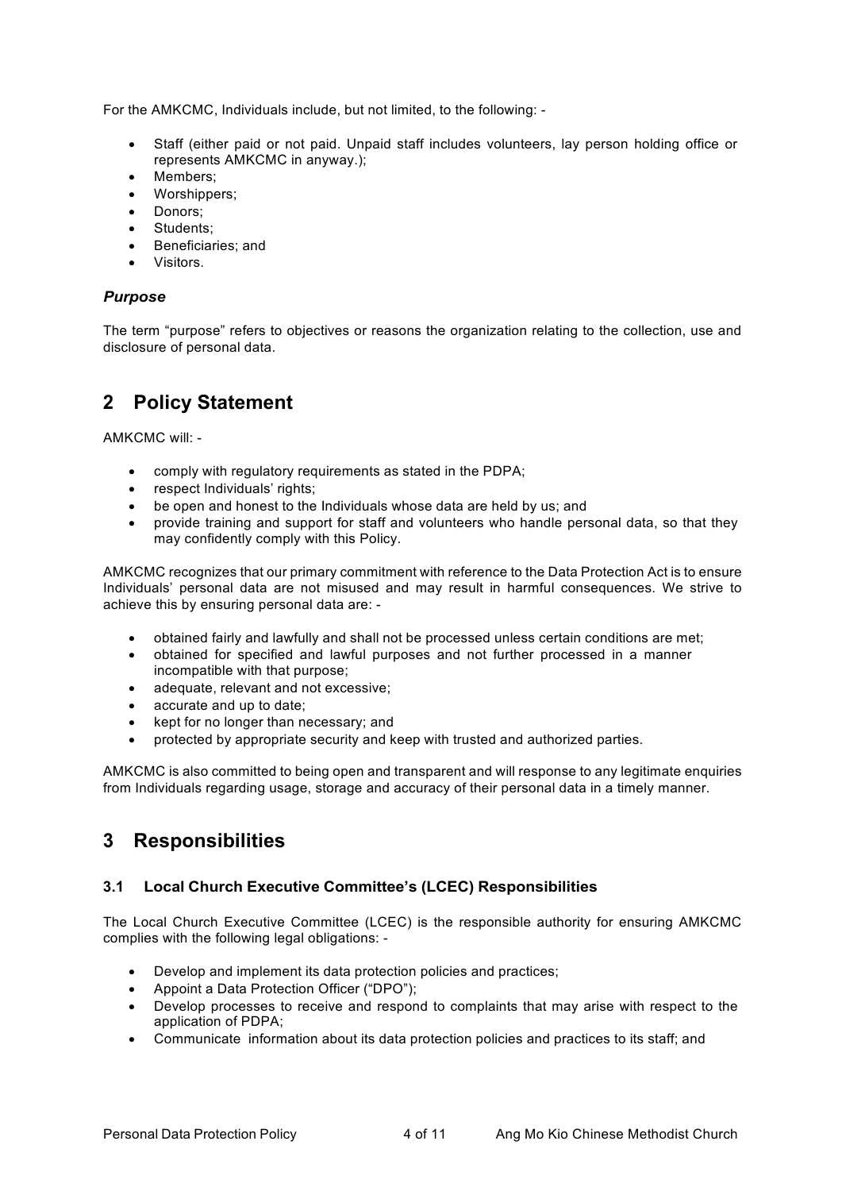For the AMKCMC, Individuals include, but not limited, to the following: -

- Staff (either paid or not paid. Unpaid staff includes volunteers, lay person holding office or represents AMKCMC in anyway.);
- Members;
- Worshippers;
- Donors;
- Students;
- Beneficiaries; and
- Visitors.

### *Purpose*

The term "purpose" refers to objectives or reasons the organization relating to the collection, use and disclosure of personal data.

# 2 Policy Statement

AMKCMC will: -

- comply with regulatory requirements as stated in the PDPA;
- respect Individuals' rights;
- be open and honest to the Individuals whose data are held by us; and
- provide training and support for staff and volunteers who handle personal data, so that they may confidently comply with this Policy.

AMKCMC recognizes that our primary commitment with reference to the Data Protection Act is to ensure Individuals' personal data are not misused and may result in harmful consequences. We strive to achieve this by ensuring personal data are: -

- obtained fairly and lawfully and shall not be processed unless certain conditions are met;
- obtained for specified and lawful purposes and not further processed in a manner incompatible with that purpose;
- adequate, relevant and not excessive;
- accurate and up to date;
- kept for no longer than necessary; and
- protected by appropriate security and keep with trusted and authorized parties.

AMKCMC is also committed to being open and transparent and will response to any legitimate enquiries from Individuals regarding usage, storage and accuracy of their personal data in a timely manner.

# 3 Responsibilities

### 3.1 Local Church Executive Committee's (LCEC) Responsibilities

The Local Church Executive Committee (LCEC) is the responsible authority for ensuring AMKCMC complies with the following legal obligations: -

- Develop and implement its data protection policies and practices;
- Appoint a Data Protection Officer ("DPO");
- Develop processes to receive and respond to complaints that may arise with respect to the application of PDPA;
- Communicate information about its data protection policies and practices to its staff; and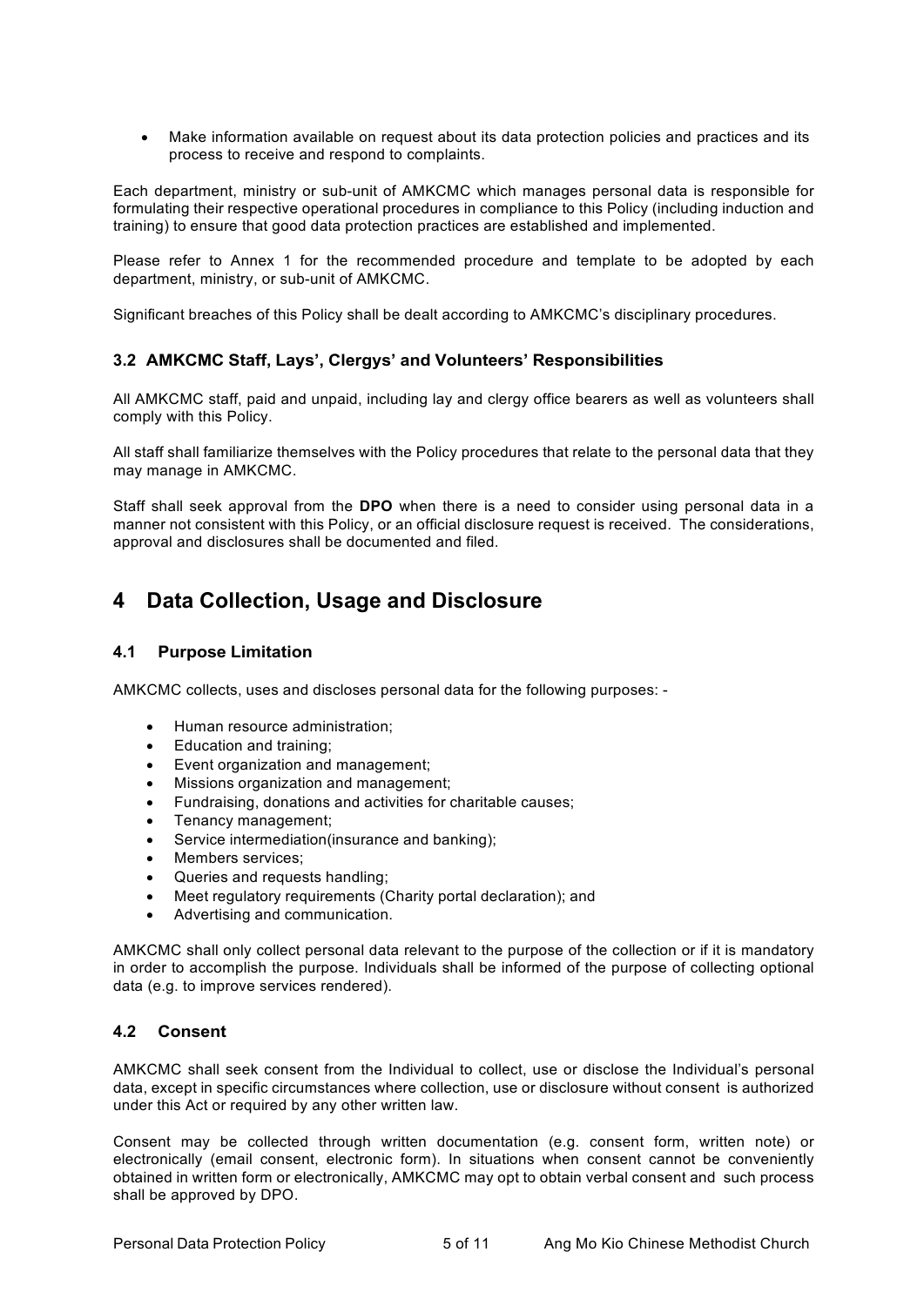- Make information available on request about its data protection policies and practices and its process to receive and respond to complaints.

Each department, ministry or sub-unit of AMKCMC which manages personal data is responsible for formulating their respective operational procedures in compliance to this Policy (including induction and training) to ensure that good data protection practices are established and implemented.

Please refer to Annex 1 for the recommended procedure and template to be adopted by each department, ministry, or sub-unit of AMKCMC.

Significant breaches of this Policy shall be dealt according to AMKCMC's disciplinary procedures.

### 3.2 AMKCMC Staff, Lays', Clergys' and Volunteers' Responsibilities

All AMKCMC staff, paid and unpaid, including lay and clergy office bearers as well as volunteers shall comply with this Policy.

All staff shall familiarize themselves with the Policy procedures that relate to the personal data that they may manage in AMKCMC.

Staff shall seek approval from the **DPO** when there is a need to consider using personal data in a manner not consistent with this Policy, or an official disclosure request is received. The considerations, approval and disclosures shall be documented and filed.

## 4 Data Collection, Usage and Disclosure

### 4.1 Purpose Limitation

AMKCMC collects, uses and discloses personal data for the following purposes: -

- Human resource administration;
- Education and training;
- Event organization and management;
- Missions organization and management;
- Fundraising, donations and activities for charitable causes;
- Tenancy management;
- Service intermediation(insurance and banking);
- Members services;
- Queries and requests handling;
- Meet regulatory requirements (Charity portal declaration); and
- Advertising and communication.

AMKCMC shall only collect personal data relevant to the purpose of the collection or if it is mandatory in order to accomplish the purpose. Individuals shall be informed of the purpose of collecting optional data (e.g. to improve services rendered).

### 4.2 Consent

AMKCMC shall seek consent from the Individual to collect, use or disclose the Individual's personal data, except in specific circumstances where collection, use or disclosure without consent is authorized under this Act or required by any other written law.

Consent may be collected through written documentation (e.g. consent form, written note) or electronically (email consent, electronic form). In situations when consent cannot be conveniently obtained in written form or electronically, AMKCMC may opt to obtain verbal consent and such process shall be approved by DPO.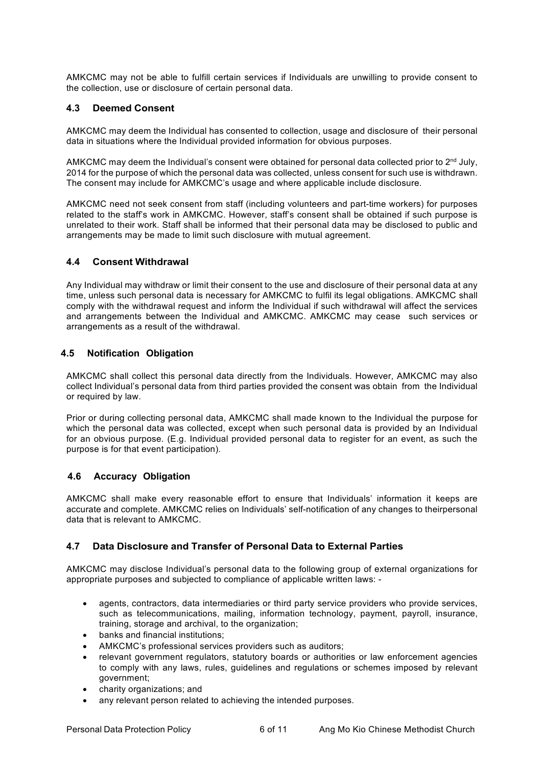AMKCMC may not be able to fulfill certain services if Individuals are unwilling to provide consent to the collection, use or disclosure of certain personal data.

### 4.3 Deemed Consent

AMKCMC may deem the Individual has consented to collection, usage and disclosure of their personal data in situations where the Individual provided information for obvious purposes.

AMKCMC may deem the Individual's consent were obtained for personal data collected prior to 2nd July, 2014 for the purpose of which the personal data was collected, unless consent for such use is withdrawn. The consent may include for AMKCMC's usage and where applicable include disclosure.

AMKCMC need not seek consent from staff (including volunteers and part-time workers) for purposes related to the staff's work in AMKCMC. However, staff's consent shall be obtained if such purpose is unrelated to their work. Staff shall be informed that their personal data may be disclosed to public and arrangements may be made to limit such disclosure with mutual agreement.

### 4.4 Consent Withdrawal

Any Individual may withdraw or limit their consent to the use and disclosure of their personal data at any time, unless such personal data is necessary for AMKCMC to fulfil its legal obligations. AMKCMC shall comply with the withdrawal request and inform the Individual if such withdrawal will affect the services and arrangements between the Individual and AMKCMC. AMKCMC may cease such services or arrangements as a result of the withdrawal.

### 4.5 Notification Obligation

AMKCMC shall collect this personal data directly from the Individuals. However, AMKCMC may also collect Individual's personal data from third parties provided the consent was obtain from the Individual or required by law.

Prior or during collecting personal data, AMKCMC shall made known to the Individual the purpose for which the personal data was collected, except when such personal data is provided by an Individual for an obvious purpose. (E.g. Individual provided personal data to register for an event, as such the purpose is for that event participation).

### 4.6 Accuracy Obligation

AMKCMC shall make every reasonable effort to ensure that Individuals' information it keeps are accurate and complete. AMKCMC relies on Individuals' self-notification of any changes to theirpersonal data that is relevant to AMKCMC.

### 4.7 Data Disclosure and Transfer of Personal Data to External Parties

AMKCMC may disclose Individual's personal data to the following group of external organizations for appropriate purposes and subjected to compliance of applicable written laws: -

- agents, contractors, data intermediaries or third party service providers who provide services, such as telecommunications, mailing, information technology, payment, payroll, insurance, training, storage and archival, to the organization;
- banks and financial institutions;
- AMKCMC's professional services providers such as auditors;
- relevant government regulators, statutory boards or authorities or law enforcement agencies to comply with any laws, rules, guidelines and regulations or schemes imposed by relevant government;
- charity organizations; and
- any relevant person related to achieving the intended purposes.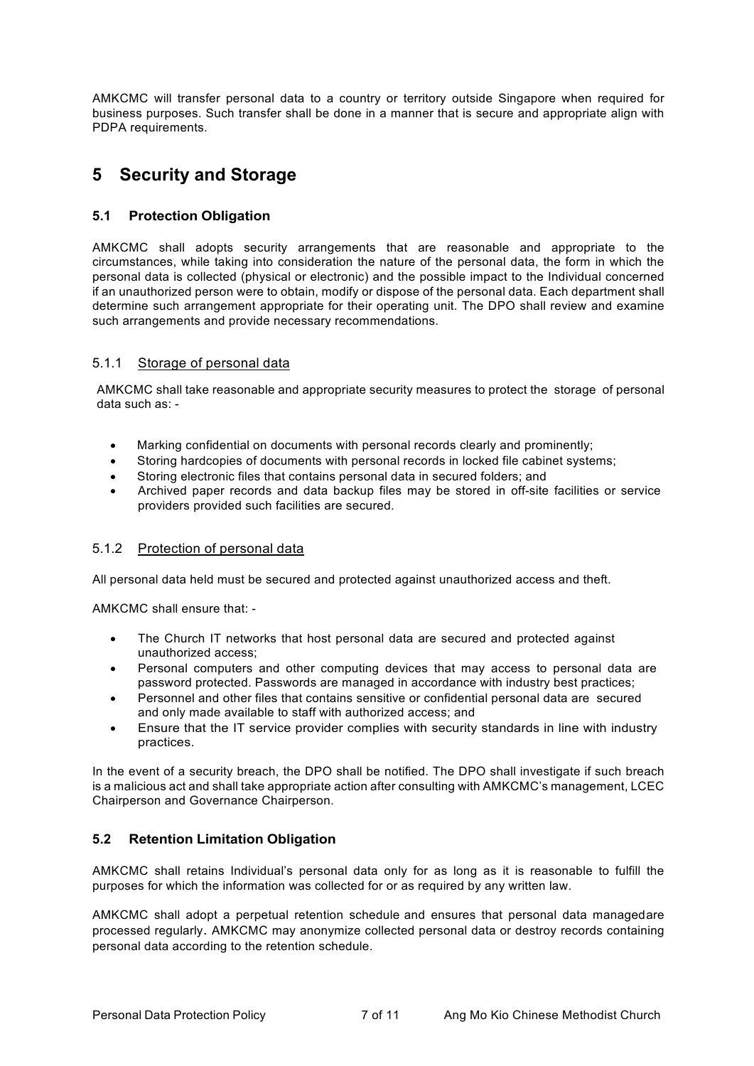AMKCMC will transfer personal data to a country or territory outside Singapore when required for business purposes. Such transfer shall be done in a manner that is secure and appropriate align with PDPA requirements.

# 5 Security and Storage

## 5.1 Protection Obligation

AMKCMC shall adopts security arrangements that are reasonable and appropriate to the circumstances, while taking into consideration the nature of the personal data, the form in which the personal data is collected (physical or electronic) and the possible impact to the Individual concerned if an unauthorized person were to obtain, modify or dispose of the personal data. Each department shall determine such arrangement appropriate for their operating unit. The DPO shall review and examine such arrangements and provide necessary recommendations.

### 5.1.1 Storage of personal data

AMKCMC shall take reasonable and appropriate security measures to protect the storage of personal data such as: -

- Marking confidential on documents with personal records clearly and prominently;
- Storing hardcopies of documents with personal records in locked file cabinet systems;
- Storing electronic files that contains personal data in secured folders; and
- Archived paper records and data backup files may be stored in off-site facilities or service providers provided such facilities are secured.

### 5.1.2 Protection of personal data

All personal data held must be secured and protected against unauthorized access and theft.

AMKCMC shall ensure that: -

- The Church IT networks that host personal data are secured and protected against unauthorized access;
- Personal computers and other computing devices that may access to personal data are password protected. Passwords are managed in accordance with industry best practices;
- Personnel and other files that contains sensitive or confidential personal data are secured and only made available to staff with authorized access; and
- Ensure that the IT service provider complies with security standards in line with industry practices.

In the event of a security breach, the DPO shall be notified. The DPO shall investigate if such breach is a malicious act and shall take appropriate action after consulting with AMKCMC's management, LCEC Chairperson and Governance Chairperson.

## 5.2 Retention Limitation Obligation

AMKCMC shall retains Individual's personal data only for as long as it is reasonable to fulfill the purposes for which the information was collected for or as required by any written law.

AMKCMC shall adopt a perpetual retention schedule and ensures that personal data managedare processed regularly. AMKCMC may anonymize collected personal data or destroy records containing personal data according to the retention schedule.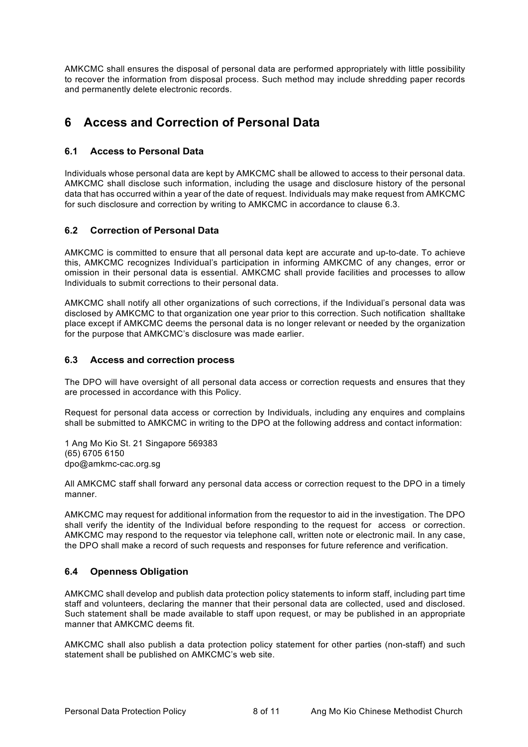AMKCMC shall ensures the disposal of personal data are performed appropriately with little possibility to recover the information from disposal process. Such method may include shredding paper records and permanently delete electronic records.

# 6 Access and Correction of Personal Data

## 6.1 Access to Personal Data

Individuals whose personal data are kept by AMKCMC shall be allowed to access to their personal data. AMKCMC shall disclose such information, including the usage and disclosure history of the personal data that has occurred within a year of the date of request. Individuals may make request from AMKCMC for such disclosure and correction by writing to AMKCMC in accordance to clause 6.3.

## 6.2 Correction of Personal Data

AMKCMC is committed to ensure that all personal data kept are accurate and up-to-date. To achieve this, AMKCMC recognizes Individual's participation in informing AMKCMC of any changes, error or omission in their personal data is essential. AMKCMC shall provide facilities and processes to allow Individuals to submit corrections to their personal data.

AMKCMC shall notify all other organizations of such corrections, if the Individual's personal data was disclosed by AMKCMC to that organization one year prior to this correction. Such notification shalltake place except if AMKCMC deems the personal data is no longer relevant or needed by the organization for the purpose that AMKCMC's disclosure was made earlier.

## 6.3 Access and correction process

The DPO will have oversight of all personal data access or correction requests and ensures that they are processed in accordance with this Policy.

Request for personal data access or correction by Individuals, including any enquires and complains shall be submitted to AMKCMC in writing to the DPO at the following address and contact information:

1 Ang Mo Kio St. 21 Singapore 569383
(65) 6705 6150
dpo@amkmc-cac.org.sg

All AMKCMC staff shall forward any personal data access or correction request to the DPO in a timely manner.

AMKCMC may request for additional information from the requestor to aid in the investigation. The DPO shall verify the identity of the Individual before responding to the request for access or correction. AMKCMC may respond to the requestor via telephone call, written note or electronic mail. In any case, the DPO shall make a record of such requests and responses for future reference and verification.

## 6.4 Openness Obligation

AMKCMC shall develop and publish data protection policy statements to inform staff, including part time staff and volunteers, declaring the manner that their personal data are collected, used and disclosed. Such statement shall be made available to staff upon request, or may be published in an appropriate manner that AMKCMC deems fit.

AMKCMC shall also publish a data protection policy statement for other parties (non-staff) and such statement shall be published on AMKCMC's web site.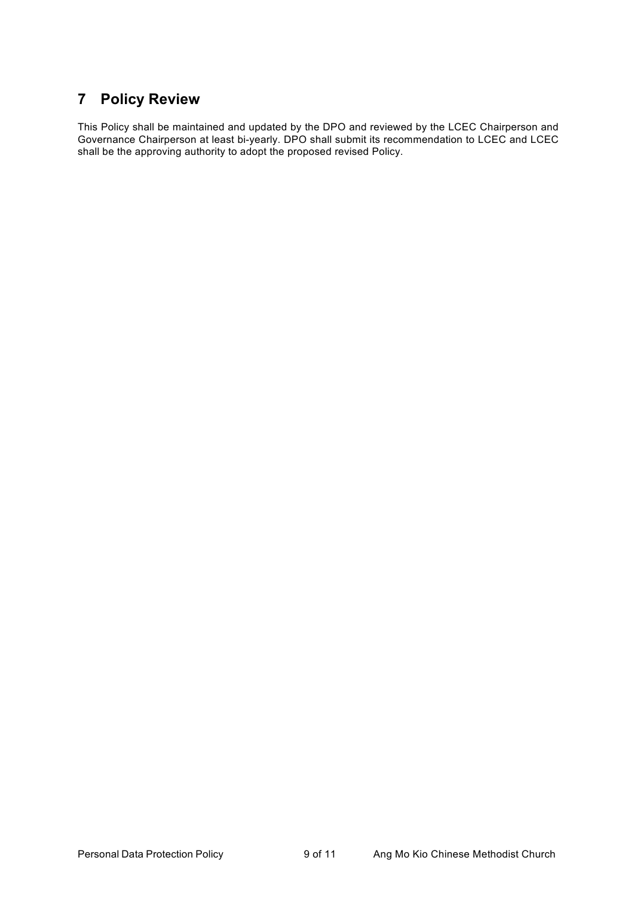# 7 Policy Review

This Policy shall be maintained and updated by the DPO and reviewed by the LCEC Chairperson and Governance Chairperson at least bi-yearly. DPO shall submit its recommendation to LCEC and LCEC shall be the approving authority to adopt the proposed revised Policy.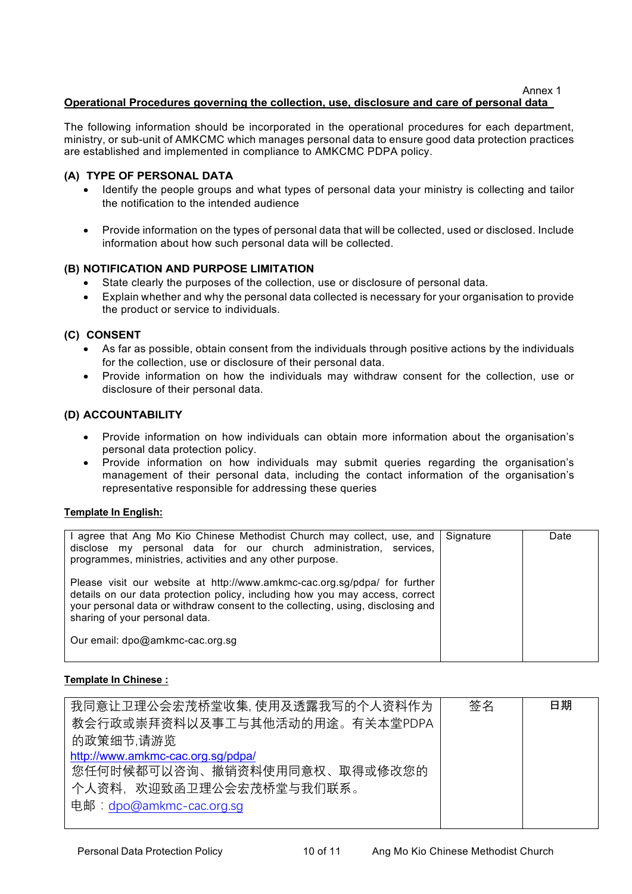Annex 1

**Operational Procedures governing the collection, use, disclosure and care of personal data**

The following information should be incorporated in the operational procedures for each department, ministry, or sub-unit of AMKCMC which manages personal data to ensure good data protection practices are established and implemented in compliance to AMKCMC PDPA policy.

### (A) TYPE OF PERSONAL DATA

- Identify the people groups and what types of personal data your ministry is collecting and tailor the notification to the intended audience
- Provide information on the types of personal data that will be collected, used or disclosed. Include information about how such personal data will be collected.

### (B) NOTIFICATION AND PURPOSE LIMITATION

- State clearly the purposes of the collection, use or disclosure of personal data.
- Explain whether and why the personal data collected is necessary for your organisation to provide the product or service to individuals.

### (C) CONSENT

- As far as possible, obtain consent from the individuals through positive actions by the individuals for the collection, use or disclosure of their personal data.
- Provide information on how the individuals may withdraw consent for the collection, use or disclosure of their personal data.

### (D) ACCOUNTABILITY

- Provide information on how individuals can obtain more information about the organisation's personal data protection policy.
- Provide information on how individuals may submit queries regarding the organisation's management of their personal data, including the contact information of the organisation's representative responsible for addressing these queries

**Template In English:**

| I agree that Ang Mo Kio Chinese Methodist Church may collect, use, and disclose my personal data for our church administration, services, programmes, ministries, activities and any other purpose.<br><br>Please visit our website at http://www.amkmc-cac.org.sg/pdpa/ for further details on our data protection policy, including how you may access, correct your personal data or withdraw consent to the collecting, using, disclosing and sharing of your personal data.<br><br>Our email: dpo@amkmc-cac.org.sg | Signature | Date |
|---|---|---|

**Template In Chinese :**

| 我同意让卫理公会宏茂桥堂收集, 使用及透露我写的个人资料作为教会行政或崇拜资料以及事工与其他活动的用途。有关本堂PDPA的政策细节,请游览<br>http://www.amkmc-cac.org.sg/pdpa/<br>您任何时候都可以咨询、撤销资料使用同意权、取得或修改您的个人资料，欢迎致函卫理公会宏茂桥堂与我们联系。<br>电邮：dpo@amkmc-cac.org.sg | 签名 | 日期 |
|---|---|---|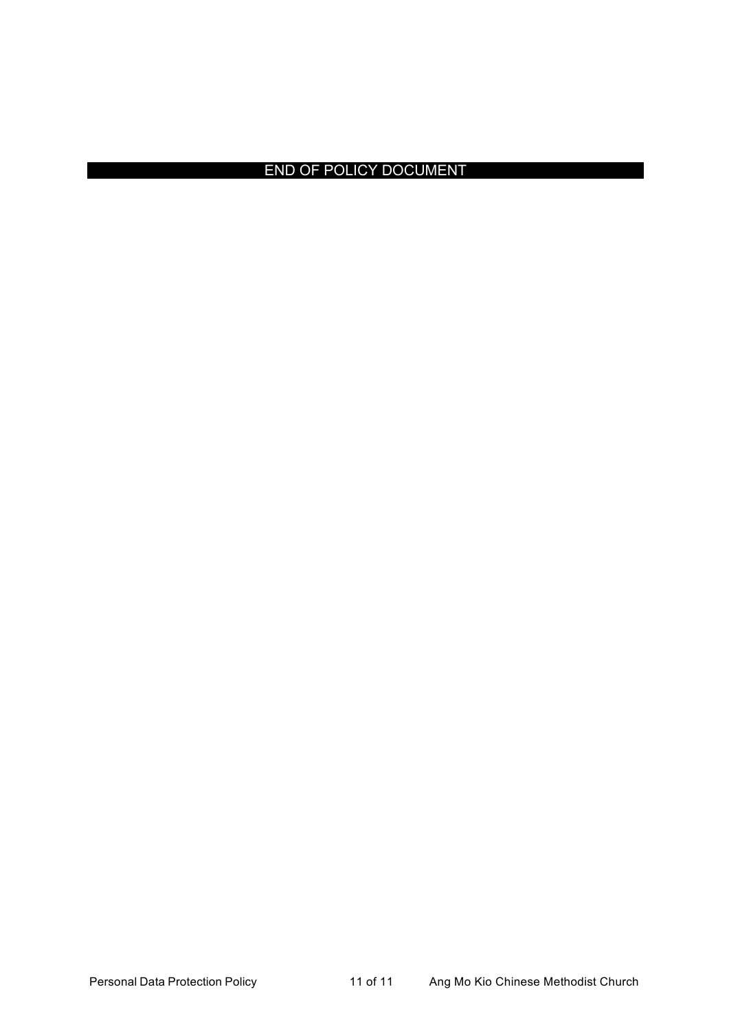END OF POLICY DOCUMENT